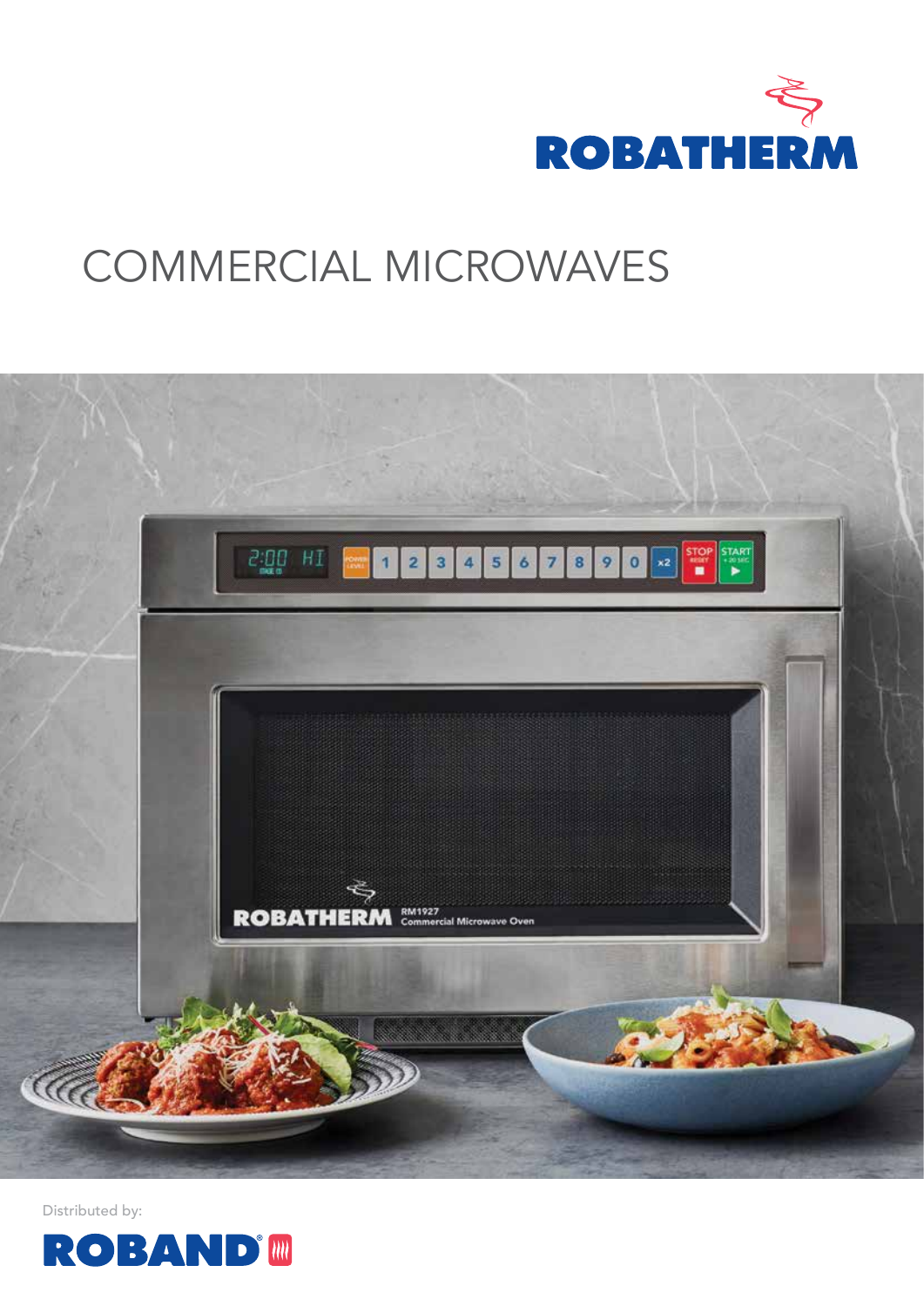ROBATHERM

# COMMERCIAL MICROWAVES

Distributed by:

ROBAND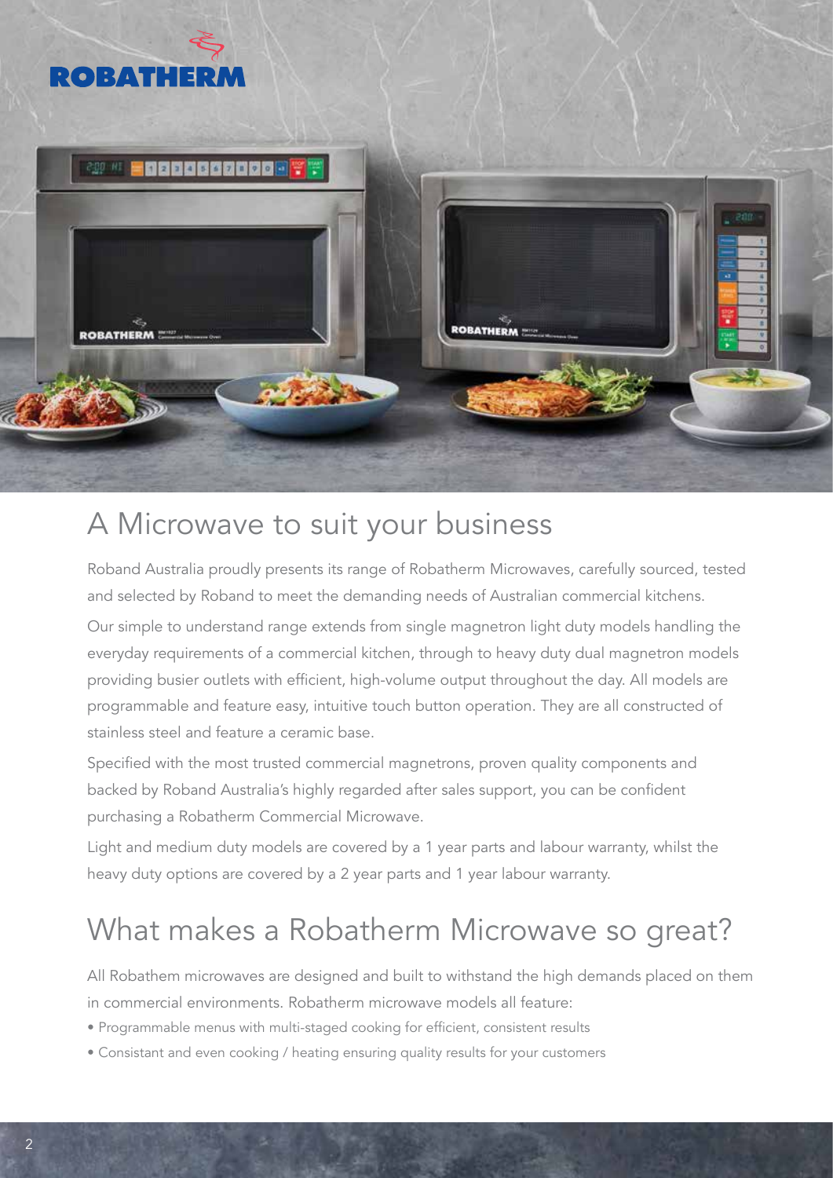# A Microwave to suit your business

Roband Australia proudly presents its range of Robatherm Microwaves, carefully sourced, tested and selected by Roband to meet the demanding needs of Australian commercial kitchens.

Our simple to understand range extends from single magnetron light duty models handling the everyday requirements of a commercial kitchen, through to heavy duty dual magnetron models providing busier outlets with efficient, high-volume output throughout the day. All models are programmable and feature easy, intuitive touch button operation. They are all constructed of stainless steel and feature a ceramic base.

Specified with the most trusted commercial magnetrons, proven quality components and backed by Roband Australia's highly regarded after sales support, you can be confident purchasing a Robatherm Commercial Microwave.

Light and medium duty models are covered by a 1 year parts and labour warranty, whilst the heavy duty options are covered by a 2 year parts and 1 year labour warranty.

# What makes a Robatherm Microwave so great?

All Robathem microwaves are designed and built to withstand the high demands placed on them in commercial environments. Robatherm microwave models all feature:

- Programmable menus with multi-staged cooking for efficient, consistent results
- Consistant and even cooking / heating ensuring quality results for your customers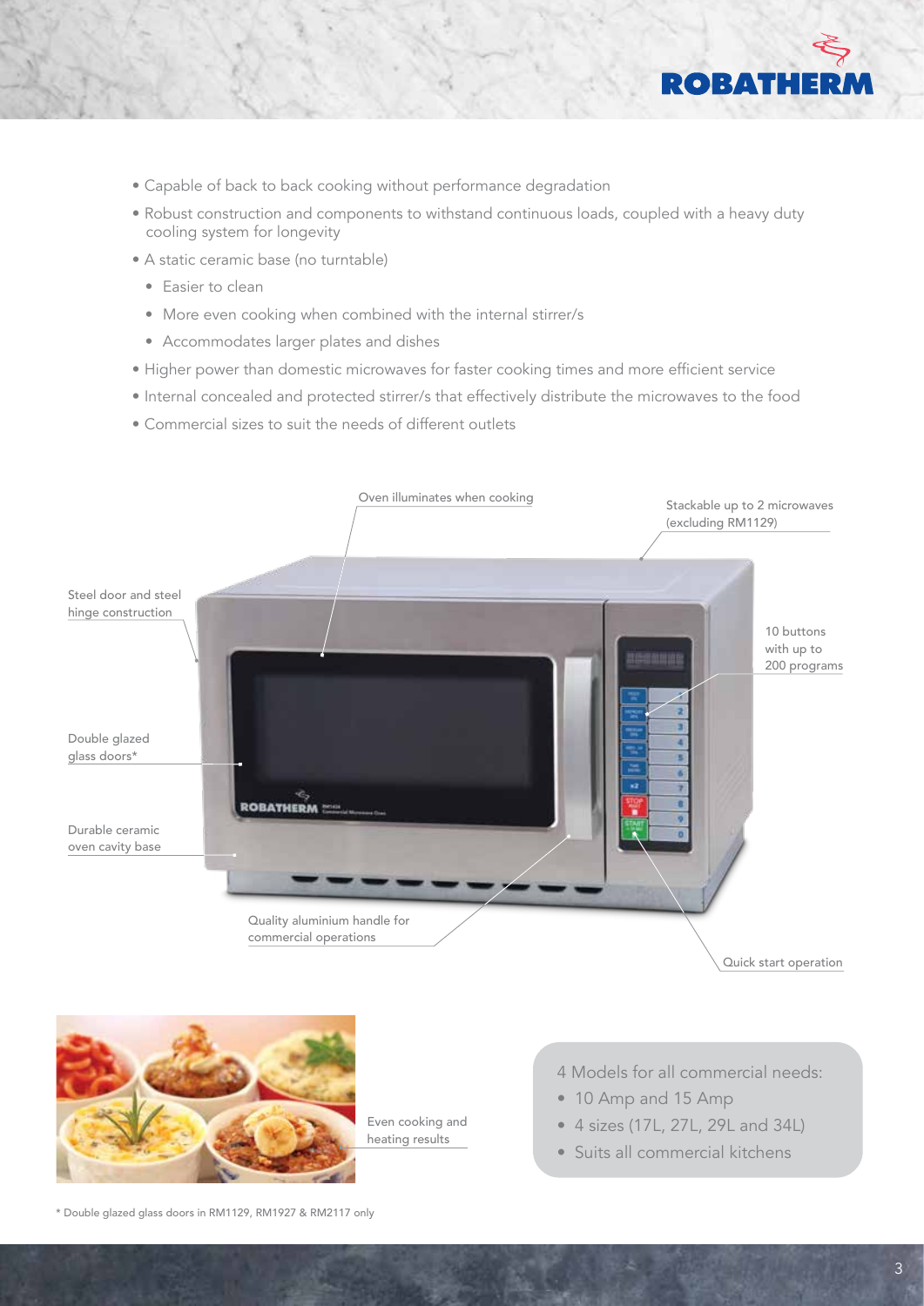- Capable of back to back cooking without performance degradation
- Robust construction and components to withstand continuous loads, coupled with a heavy duty cooling system for longevity
- A static ceramic base (no turntable)
  - Easier to clean
  - More even cooking when combined with the internal stirrer/s
  - Accommodates larger plates and dishes
- Higher power than domestic microwaves for faster cooking times and more efficient service
- Internal concealed and protected stirrer/s that effectively distribute the microwaves to the food
- Commercial sizes to suit the needs of different outlets

Oven illuminates when cooking

Stackable up to 2 microwaves (excluding RM1129)

Steel door and steel hinge construction

10 buttons with up to 200 programs

Double glazed glass doors*

Durable ceramic oven cavity base

Quality aluminium handle for commercial operations

Quick start operation

Even cooking and heating results

4 Models for all commercial needs:

- 10 Amp and 15 Amp
- 4 sizes (17L, 27L, 29L and 34L)
- Suits all commercial kitchens

\* Double glazed glass doors in RM1129, RM1927 & RM2117 only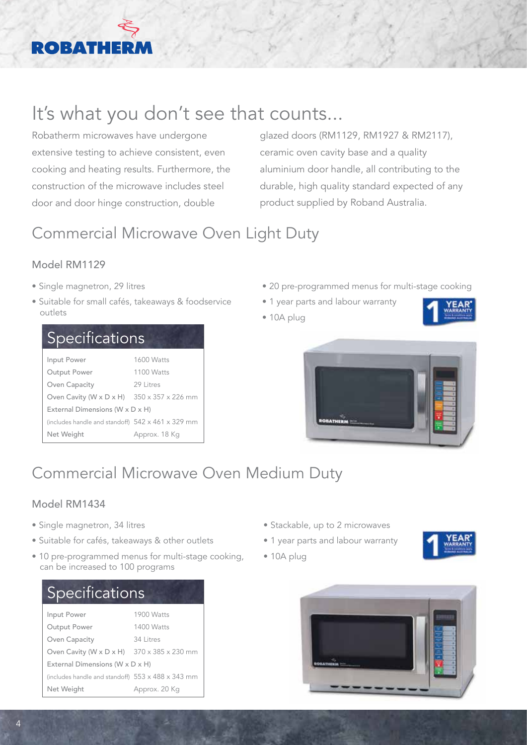ROBATHERM

# It's what you don't see that counts...

Robatherm microwaves have undergone extensive testing to achieve consistent, even cooking and heating results. Furthermore, the construction of the microwave includes steel door and door hinge construction, double glazed doors (RM1129, RM1927 & RM2117), ceramic oven cavity base and a quality aluminium door handle, all contributing to the durable, high quality standard expected of any product supplied by Roband Australia.

## Commercial Microwave Oven Light Duty

### Model RM1129

- Single magnetron, 29 litres
- Suitable for small cafés, takeaways & foodservice outlets
- 20 pre-programmed menus for multi-stage cooking
- 1 year parts and labour warranty
- 10A plug

1 YEAR* WARRANTY

| Specifications | |
|---|---|
| Input Power | 1600 Watts |
| Output Power | 1100 Watts |
| Oven Capacity | 29 Litres |
| Oven Cavity (W x D x H) | 350 x 357 x 226 mm |
| External Dimensions (W x D x H) (includes handle and standoff) | 542 x 461 x 329 mm |
| Net Weight | Approx. 18 Kg |

## Commercial Microwave Oven Medium Duty

### Model RM1434

- Single magnetron, 34 litres
- Suitable for cafés, takeaways & other outlets
- 10 pre-programmed menus for multi-stage cooking, can be increased to 100 programs
- Stackable, up to 2 microwaves
- 1 year parts and labour warranty
- 10A plug

1 YEAR* WARRANTY

| Specifications | |
|---|---|
| Input Power | 1900 Watts |
| Output Power | 1400 Watts |
| Oven Capacity | 34 Litres |
| Oven Cavity (W x D x H) | 370 x 385 x 230 mm |
| External Dimensions (W x D x H) (includes handle and standoff) | 553 x 488 x 343 mm |
| Net Weight | Approx. 20 Kg |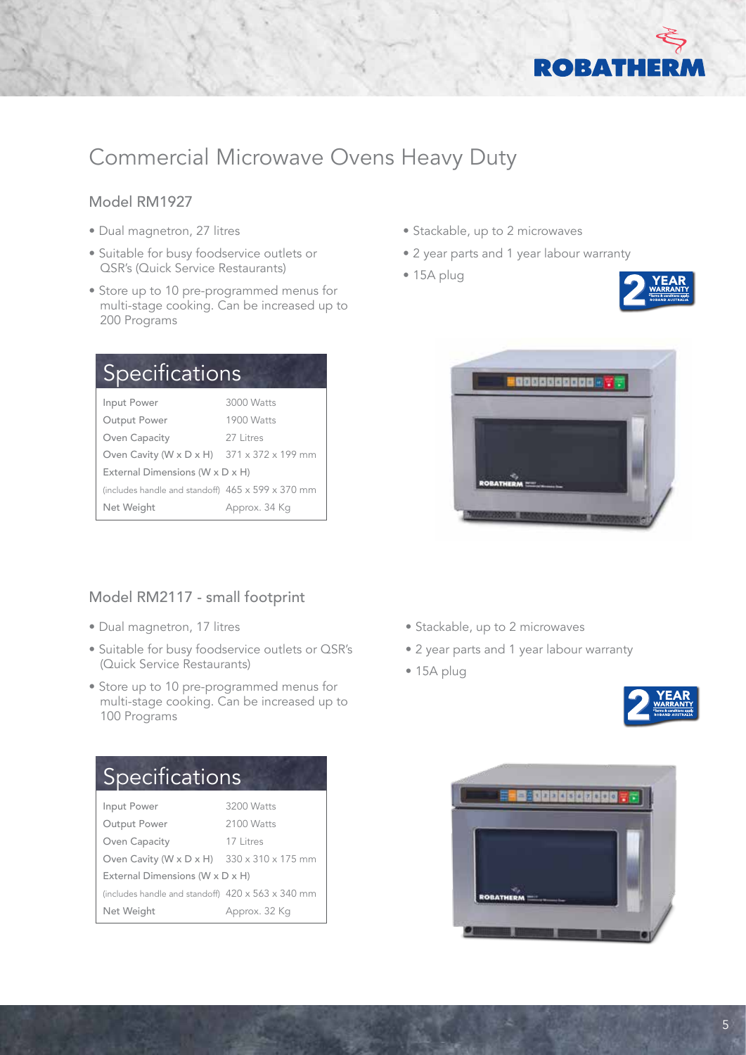# Commercial Microwave Ovens Heavy Duty

## Model RM1927

- Dual magnetron, 27 litres
- Suitable for busy foodservice outlets or QSR's (Quick Service Restaurants)
- Store up to 10 pre-programmed menus for multi-stage cooking. Can be increased up to 200 Programs
- Stackable, up to 2 microwaves
- 2 year parts and 1 year labour warranty
- 15A plug

### Specifications

| | |
|---|---|
| Input Power | 3000 Watts |
| Output Power | 1900 Watts |
| Oven Capacity | 27 Litres |
| Oven Cavity (W x D x H) | 371 x 372 x 199 mm |
| External Dimensions (W x D x H) (includes handle and standoff) | 465 x 599 x 370 mm |
| Net Weight | Approx. 34 Kg |

## Model RM2117 - small footprint

- Dual magnetron, 17 litres
- Suitable for busy foodservice outlets or QSR's (Quick Service Restaurants)
- Store up to 10 pre-programmed menus for multi-stage cooking. Can be increased up to 100 Programs
- Stackable, up to 2 microwaves
- 2 year parts and 1 year labour warranty
- 15A plug

### Specifications

| | |
|---|---|
| Input Power | 3200 Watts |
| Output Power | 2100 Watts |
| Oven Capacity | 17 Litres |
| Oven Cavity (W x D x H) | 330 x 310 x 175 mm |
| External Dimensions (W x D x H) (includes handle and standoff) | 420 x 563 x 340 mm |
| Net Weight | Approx. 32 Kg |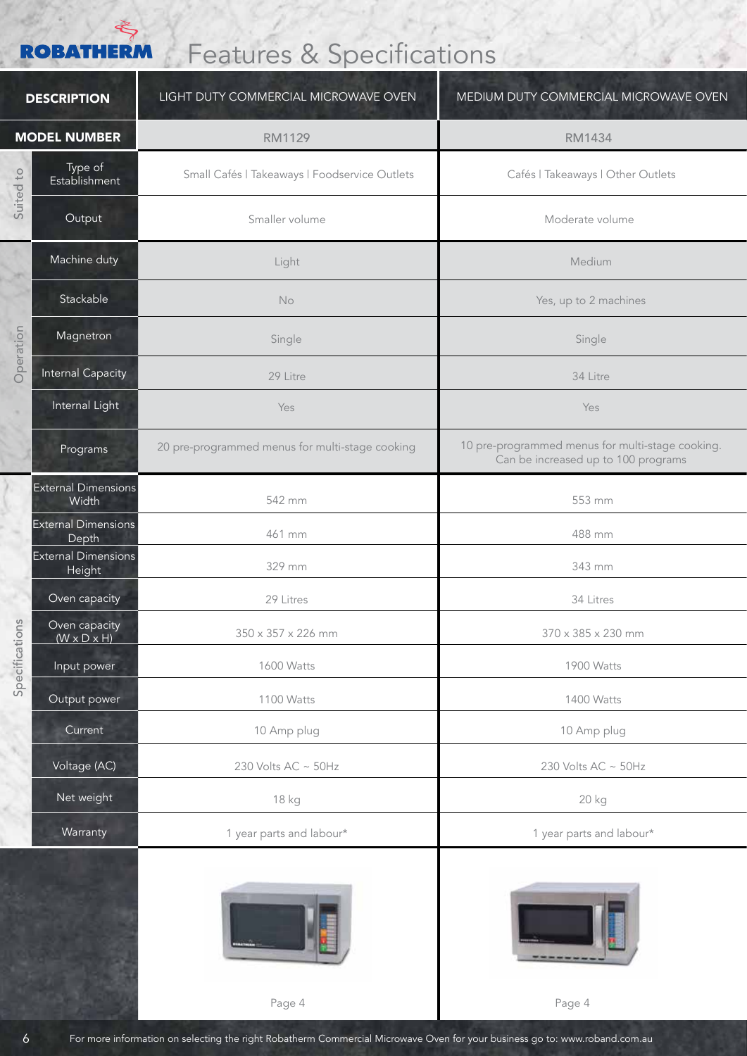# Features & Specifications

| | DESCRIPTION | LIGHT DUTY COMMERCIAL MICROWAVE OVEN | MEDIUM DUTY COMMERCIAL MICROWAVE OVEN |
|---|---|---|---|
| | **MODEL NUMBER** | RM1129 | RM1434 |
| Suited to | Type of Establishment | Small Cafés \| Takeaways \| Foodservice Outlets | Cafés \| Takeaways \| Other Outlets |
| | Output | Smaller volume | Moderate volume |
| Operation | Machine duty | Light | Medium |
| | Stackable | No | Yes, up to 2 machines |
| | Magnetron | Single | Single |
| | Internal Capacity | 29 Litre | 34 Litre |
| | Internal Light | Yes | Yes |
| | Programs | 20 pre-programmed menus for multi-stage cooking | 10 pre-programmed menus for multi-stage cooking. Can be increased up to 100 programs |
| Specifications | External Dimensions Width | 542 mm | 553 mm |
| | External Dimensions Depth | 461 mm | 488 mm |
| | External Dimensions Height | 329 mm | 343 mm |
| | Oven capacity | 29 Litres | 34 Litres |
| | Oven capacity (W x D x H) | 350 x 357 x 226 mm | 370 x 385 x 230 mm |
| | Input power | 1600 Watts | 1900 Watts |
| | Output power | 1100 Watts | 1400 Watts |
| | Current | 10 Amp plug | 10 Amp plug |
| | Voltage (AC) | 230 Volts AC ~ 50Hz | 230 Volts AC ~ 50Hz |
| | Net weight | 18 kg | 20 kg |
| | Warranty | 1 year parts and labour* | 1 year parts and labour* |
| | | Page 4 | Page 4 |

For more information on selecting the right Robatherm Commercial Microwave Oven for your business go to: www.roband.com.au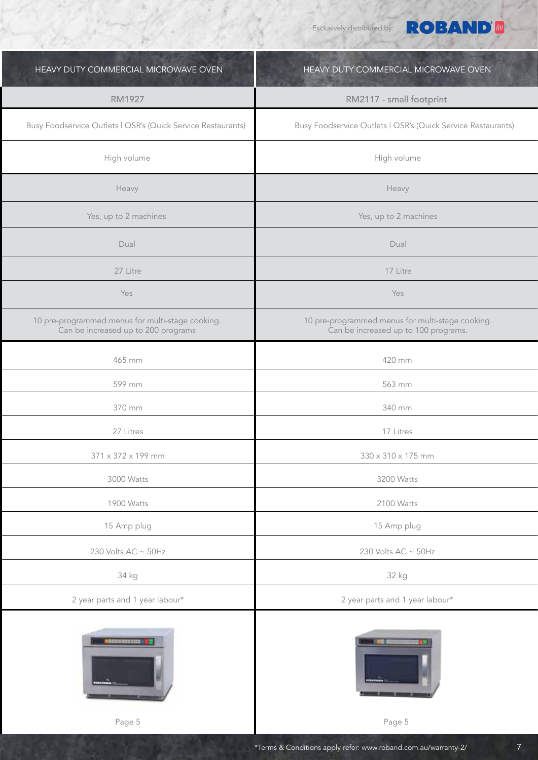Exclusively distributed by: ROBAND

| HEAVY DUTY COMMERCIAL MICROWAVE OVEN | HEAVY DUTY COMMERCIAL MICROWAVE OVEN |
|---|---|
| RM1927 | RM2117 - small footprint |
| Busy Foodservice Outlets I QSR's (Quick Service Restaurants) | Busy Foodservice Outlets I QSR's (Quick Service Restaurants) |
| High volume | High volume |
| Heavy | Heavy |
| Yes, up to 2 machines | Yes, up to 2 machines |
| Dual | Dual |
| 27 Litre | 17 Litre |
| Yes | Yes |
| 10 pre-programmed menus for multi-stage cooking. Can be increased up to 200 programs | 10 pre-programmed menus for multi-stage cooking. Can be increased up to 100 programs. |
| 465 mm | 420 mm |
| 599 mm | 563 mm |
| 370 mm | 340 mm |
| 27 Litres | 17 Litres |
| 371 x 372 x 199 mm | 330 x 310 x 175 mm |
| 3000 Watts | 3200 Watts |
| 1900 Watts | 2100 Watts |
| 15 Amp plug | 15 Amp plug |
| 230 Volts AC ~ 50Hz | 230 Volts AC ~ 50Hz |
| 34 kg | 32 kg |
| 2 year parts and 1 year labour* | 2 year parts and 1 year labour* |
| Page 5 | Page 5 |

*Terms & Conditions apply refer: www.roband.com.au/warranty-2/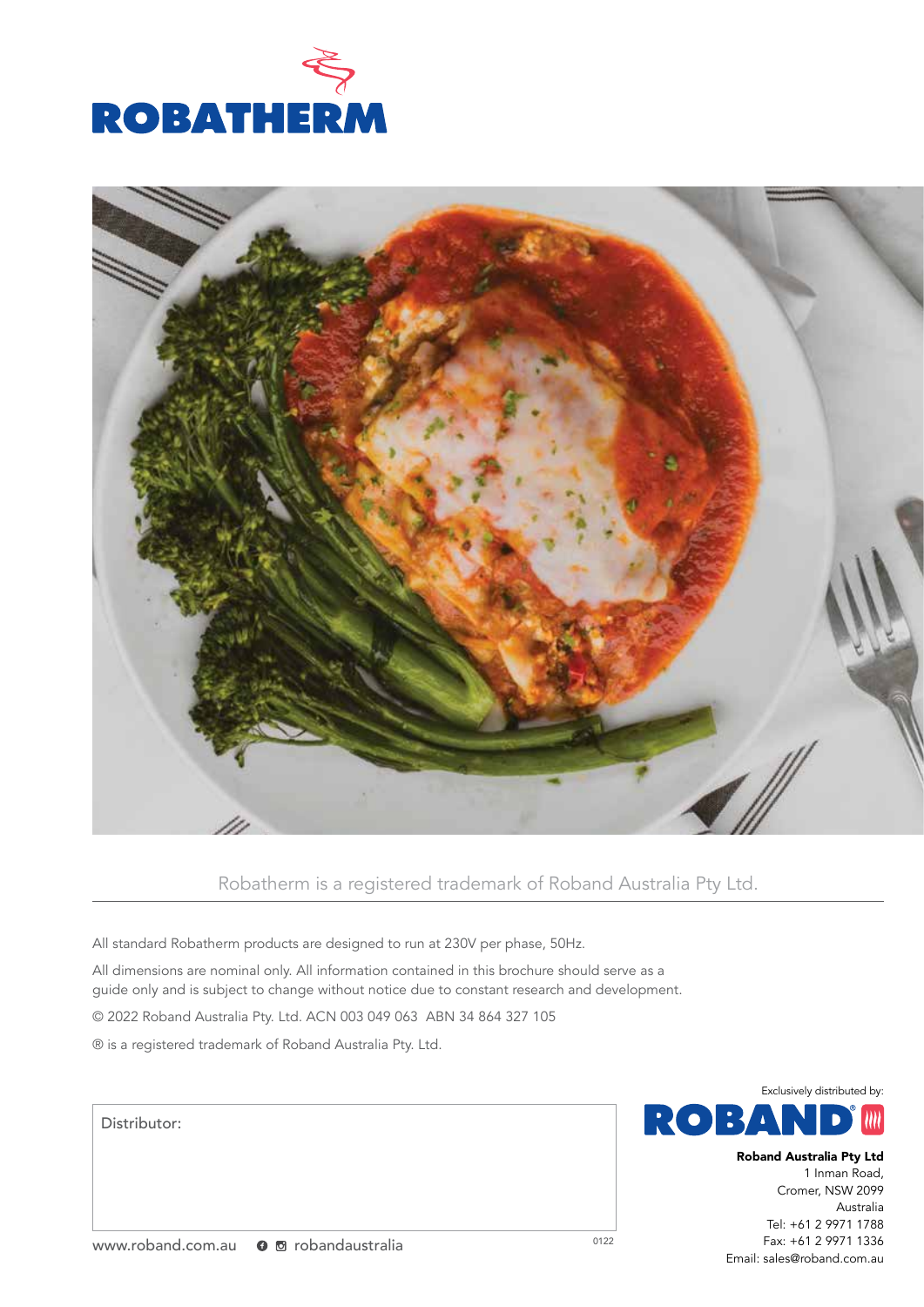ROBATHERM

Robatherm is a registered trademark of Roband Australia Pty Ltd.

All standard Robatherm products are designed to run at 230V per phase, 50Hz.

All dimensions are nominal only. All information contained in this brochure should serve as a guide only and is subject to change without notice due to constant research and development.

© 2022 Roband Australia Pty. Ltd. ACN 003 049 063 ABN 34 864 327 105

® is a registered trademark of Roband Australia Pty. Ltd.

Distributor:

www.roband.com.au robandaustralia

0122

Exclusively distributed by:

ROBAND®

**Roband Australia Pty Ltd**
1 Inman Road,
Cromer, NSW 2099
Australia
Tel: +61 2 9971 1788
Fax: +61 2 9971 1336
Email: sales@roband.com.au